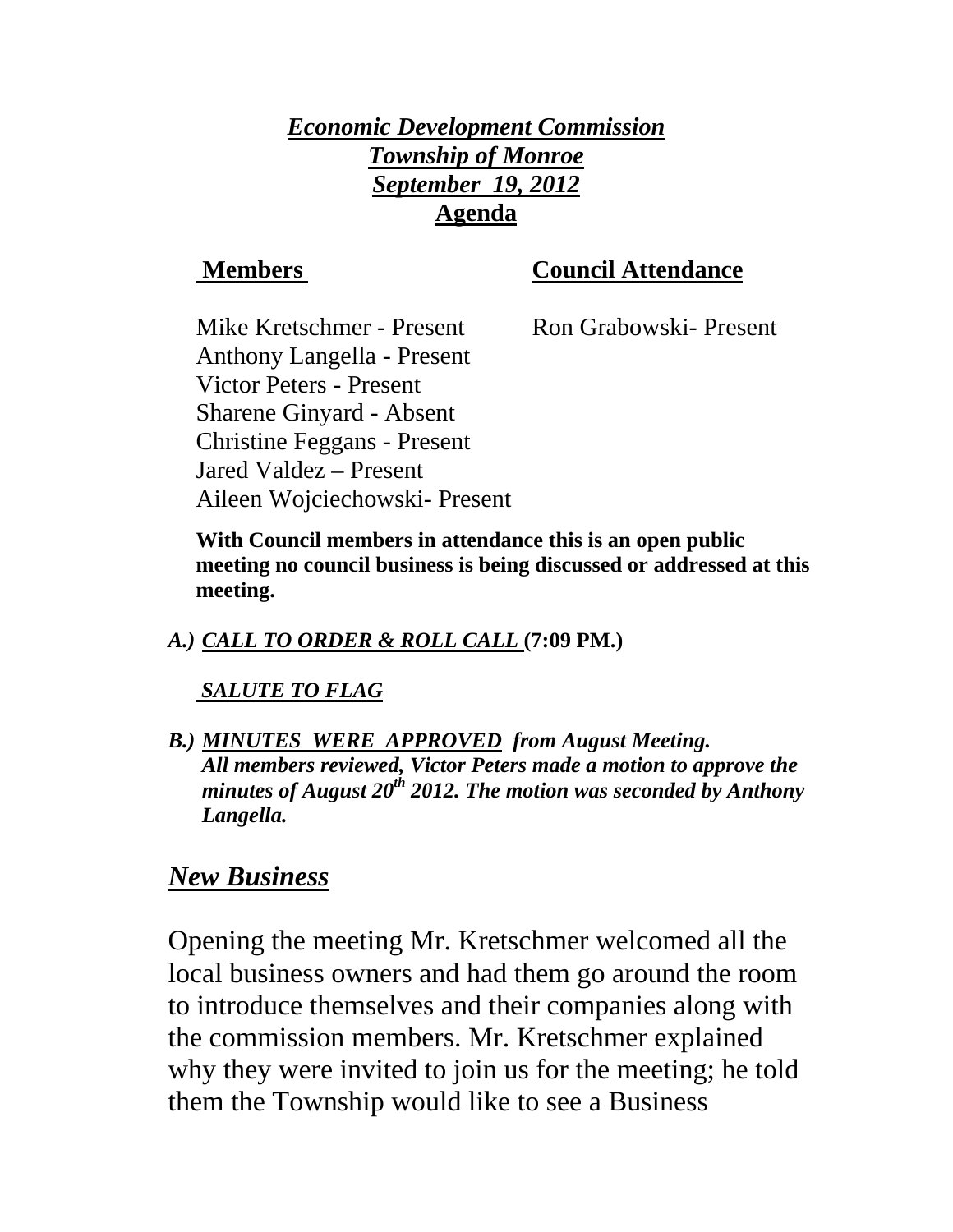***Economic Development Commission***
***Township of Monroe***
***September 19, 2012***
**Agenda**

| **Members** | **Council Attendance** |
|---|---|
| Mike Kretschmer - Present | Ron Grabowski- Present |
| Anthony Langella - Present | |
| Victor Peters - Present | |
| Sharene Ginyard - Absent | |
| Christine Feggans - Present | |
| Jared Valdez – Present | |
| Aileen Wojciechowski- Present | |

**With Council members in attendance this is an open public meeting no council business is being discussed or addressed at this meeting.**

***A.) CALL TO ORDER & ROLL CALL*** **(7:09 PM.)**

***SALUTE TO FLAG***

***B.) MINUTES WERE APPROVED from August Meeting. All members reviewed, Victor Peters made a motion to approve the minutes of August 20th 2012. The motion was seconded by Anthony Langella.***

## *New Business*

Opening the meeting Mr. Kretschmer welcomed all the local business owners and had them go around the room to introduce themselves and their companies along with the commission members. Mr. Kretschmer explained why they were invited to join us for the meeting; he told them the Township would like to see a Business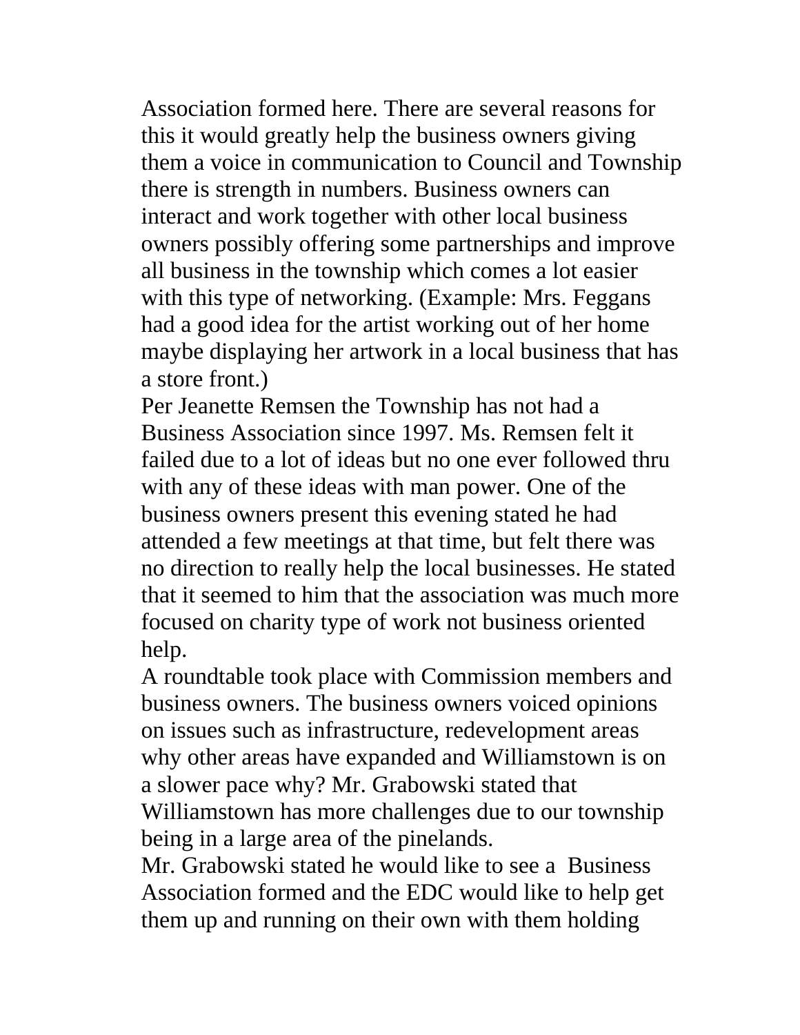Association formed here. There are several reasons for this it would greatly help the business owners giving them a voice in communication to Council and Township there is strength in numbers. Business owners can interact and work together with other local business owners possibly offering some partnerships and improve all business in the township which comes a lot easier with this type of networking. (Example: Mrs. Feggans had a good idea for the artist working out of her home maybe displaying her artwork in a local business that has a store front.)

Per Jeanette Remsen the Township has not had a Business Association since 1997. Ms. Remsen felt it failed due to a lot of ideas but no one ever followed thru with any of these ideas with man power. One of the business owners present this evening stated he had attended a few meetings at that time, but felt there was no direction to really help the local businesses. He stated that it seemed to him that the association was much more focused on charity type of work not business oriented help.

A roundtable took place with Commission members and business owners. The business owners voiced opinions on issues such as infrastructure, redevelopment areas why other areas have expanded and Williamstown is on a slower pace why? Mr. Grabowski stated that Williamstown has more challenges due to our township being in a large area of the pinelands.

Mr. Grabowski stated he would like to see a Business Association formed and the EDC would like to help get them up and running on their own with them holding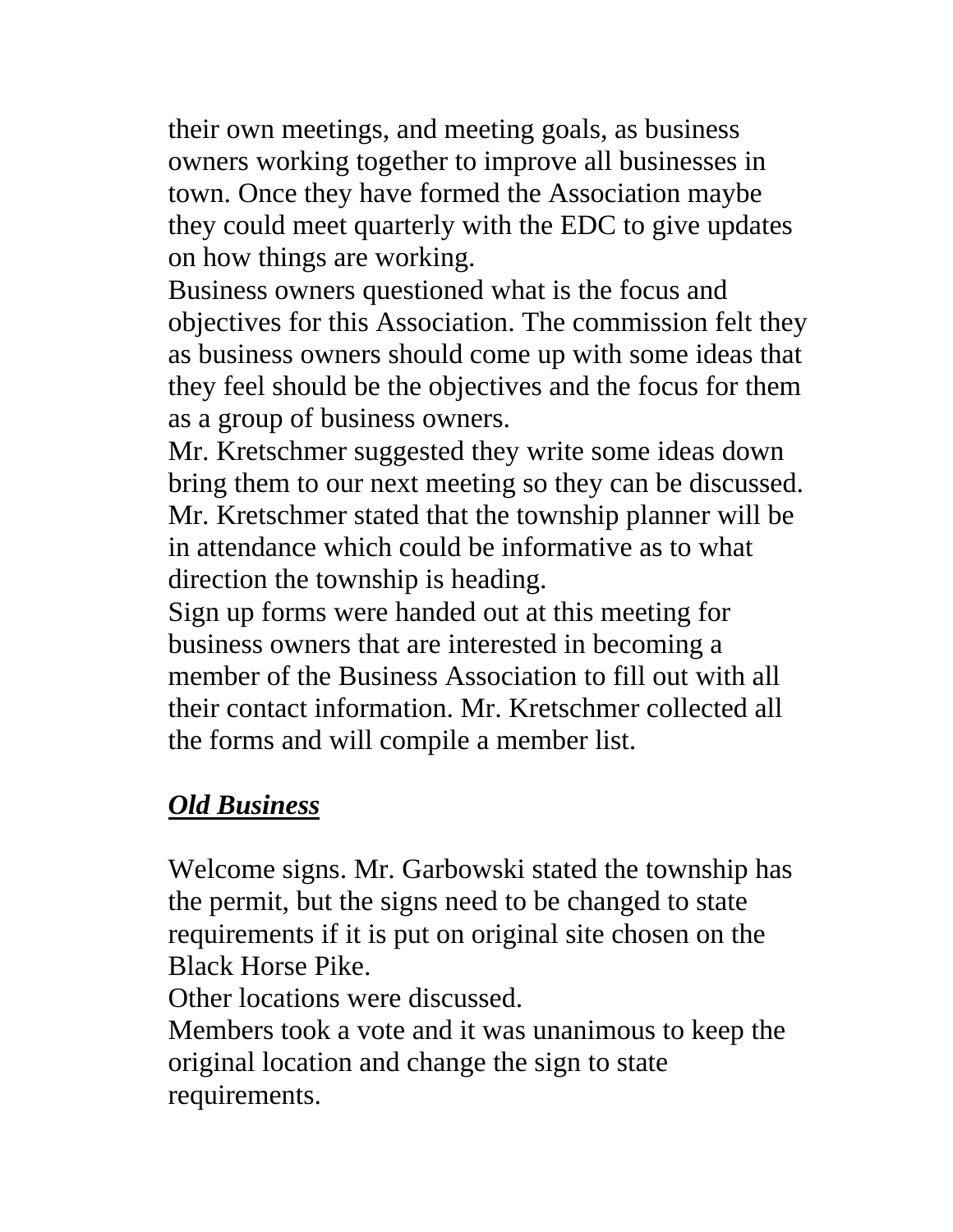their own meetings, and meeting goals, as business owners working together to improve all businesses in town. Once they have formed the Association maybe they could meet quarterly with the EDC to give updates on how things are working.

Business owners questioned what is the focus and objectives for this Association. The commission felt they as business owners should come up with some ideas that they feel should be the objectives and the focus for them as a group of business owners.

Mr. Kretschmer suggested they write some ideas down bring them to our next meeting so they can be discussed. Mr. Kretschmer stated that the township planner will be in attendance which could be informative as to what direction the township is heading.

Sign up forms were handed out at this meeting for business owners that are interested in becoming a member of the Business Association to fill out with all their contact information. Mr. Kretschmer collected all the forms and will compile a member list.

## ***Old Business***

Welcome signs. Mr. Garbowski stated the township has the permit, but the signs need to be changed to state requirements if it is put on original site chosen on the Black Horse Pike.

Other locations were discussed.

Members took a vote and it was unanimous to keep the original location and change the sign to state requirements.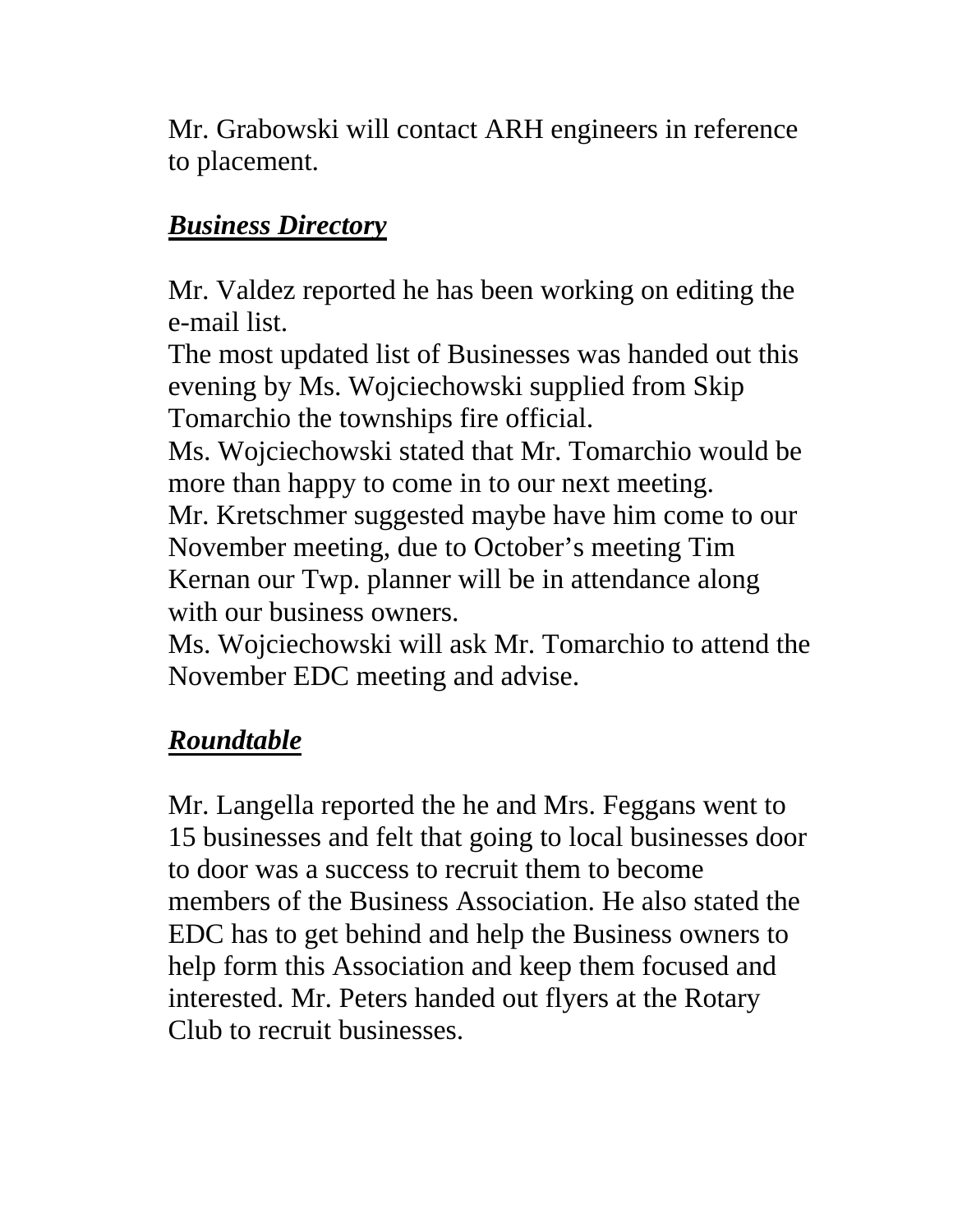Mr. Grabowski will contact ARH engineers in reference to placement.

***Business Directory***

Mr. Valdez reported he has been working on editing the e-mail list.
The most updated list of Businesses was handed out this evening by Ms. Wojciechowski supplied from Skip Tomarchio the townships fire official.
Ms. Wojciechowski stated that Mr. Tomarchio would be more than happy to come in to our next meeting.
Mr. Kretschmer suggested maybe have him come to our November meeting, due to October's meeting Tim Kernan our Twp. planner will be in attendance along with our business owners.
Ms. Wojciechowski will ask Mr. Tomarchio to attend the November EDC meeting and advise.

***Roundtable***

Mr. Langella reported the he and Mrs. Feggans went to 15 businesses and felt that going to local businesses door to door was a success to recruit them to become members of the Business Association. He also stated the EDC has to get behind and help the Business owners to help form this Association and keep them focused and interested. Mr. Peters handed out flyers at the Rotary Club to recruit businesses.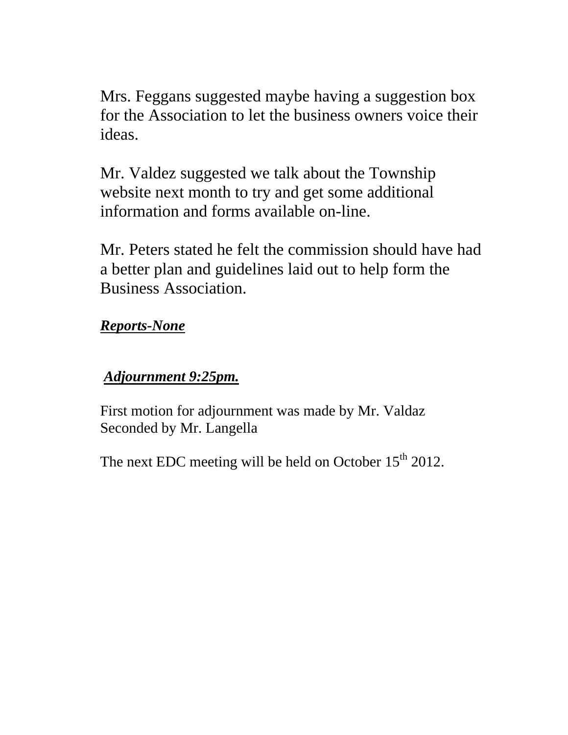Mrs. Feggans suggested maybe having a suggestion box for the Association to let the business owners voice their ideas.

Mr. Valdez suggested we talk about the Township website next month to try and get some additional information and forms available on-line.

Mr. Peters stated he felt the commission should have had a better plan and guidelines laid out to help form the Business Association.

***Reports-None***

***Adjournment 9:25pm.***

First motion for adjournment was made by Mr. Valdaz
Seconded by Mr. Langella

The next EDC meeting will be held on October 15th 2012.